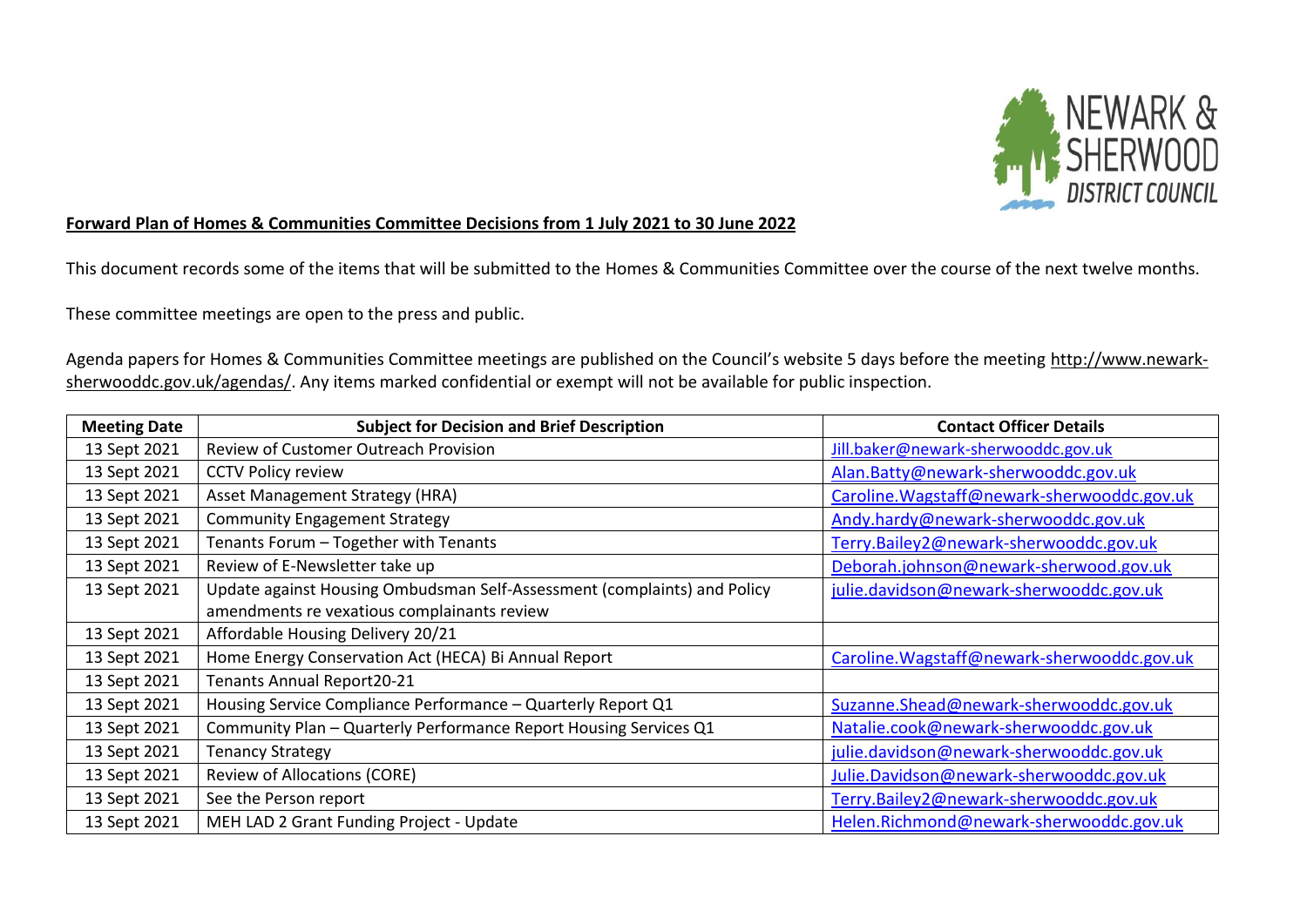**Forward Plan of Homes & Communities Committee Decisions from 1 July 2021 to 30 June 2022**

This document records some of the items that will be submitted to the Homes & Communities Committee over the course of the next twelve months.

These committee meetings are open to the press and public.

Agenda papers for Homes & Communities Committee meetings are published on the Council's website 5 days before the meeting http://www.newark-sherwooddc.gov.uk/agendas/. Any items marked confidential or exempt will not be available for public inspection.

| Meeting Date | Subject for Decision and Brief Description | Contact Officer Details |
|---|---|---|
| 13 Sept 2021 | Review of Customer Outreach Provision | Jill.baker@newark-sherwooddc.gov.uk |
| 13 Sept 2021 | CCTV Policy review | Alan.Batty@newark-sherwooddc.gov.uk |
| 13 Sept 2021 | Asset Management Strategy (HRA) | Caroline.Wagstaff@newark-sherwooddc.gov.uk |
| 13 Sept 2021 | Community Engagement Strategy | Andy.hardy@newark-sherwooddc.gov.uk |
| 13 Sept 2021 | Tenants Forum – Together with Tenants | Terry.Bailey2@newark-sherwooddc.gov.uk |
| 13 Sept 2021 | Review of E-Newsletter take up | Deborah.johnson@newark-sherwood.gov.uk |
| 13 Sept 2021 | Update against Housing Ombudsman Self-Assessment (complaints) and Policy amendments re vexatious complainants review | julie.davidson@newark-sherwooddc.gov.uk |
| 13 Sept 2021 | Affordable Housing Delivery 20/21 | |
| 13 Sept 2021 | Home Energy Conservation Act (HECA) Bi Annual Report | Caroline.Wagstaff@newark-sherwooddc.gov.uk |
| 13 Sept 2021 | Tenants Annual Report20-21 | |
| 13 Sept 2021 | Housing Service Compliance Performance – Quarterly Report Q1 | Suzanne.Shead@newark-sherwooddc.gov.uk |
| 13 Sept 2021 | Community Plan – Quarterly Performance Report Housing Services Q1 | Natalie.cook@newark-sherwooddc.gov.uk |
| 13 Sept 2021 | Tenancy Strategy | julie.davidson@newark-sherwooddc.gov.uk |
| 13 Sept 2021 | Review of Allocations (CORE) | Julie.Davidson@newark-sherwooddc.gov.uk |
| 13 Sept 2021 | See the Person report | Terry.Bailey2@newark-sherwooddc.gov.uk |
| 13 Sept 2021 | MEH LAD 2 Grant Funding Project - Update | Helen.Richmond@newark-sherwooddc.gov.uk |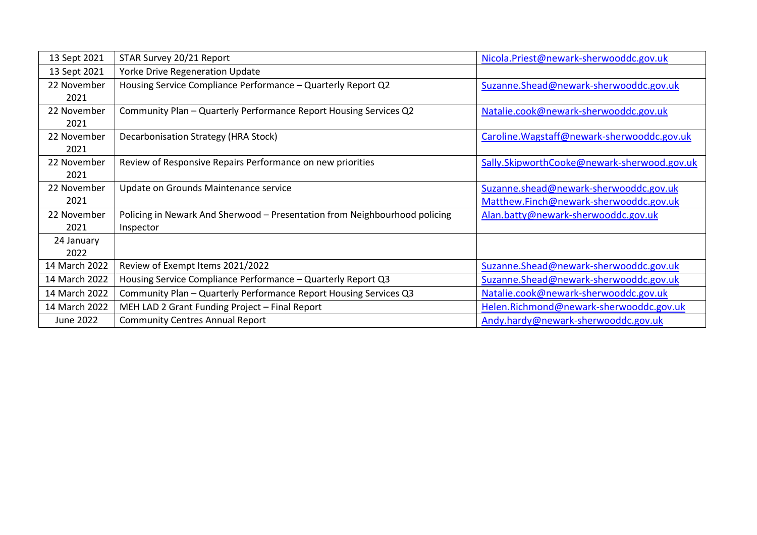| | | |
|---|---|---|
| 13 Sept 2021 | STAR Survey 20/21 Report | Nicola.Priest@newark-sherwooddc.gov.uk |
| 13 Sept 2021 | Yorke Drive Regeneration Update | |
| 22 November 2021 | Housing Service Compliance Performance – Quarterly Report Q2 | Suzanne.Shead@newark-sherwooddc.gov.uk |
| 22 November 2021 | Community Plan – Quarterly Performance Report Housing Services Q2 | Natalie.cook@newark-sherwooddc.gov.uk |
| 22 November 2021 | Decarbonisation Strategy (HRA Stock) | Caroline.Wagstaff@newark-sherwooddc.gov.uk |
| 22 November 2021 | Review of Responsive Repairs Performance on new priorities | Sally.SkipworthCooke@newark-sherwood.gov.uk |
| 22 November 2021 | Update on Grounds Maintenance service | Suzanne.shead@newark-sherwooddc.gov.uk Matthew.Finch@newark-sherwooddc.gov.uk |
| 22 November 2021 | Policing in Newark And Sherwood – Presentation from Neighbourhood policing Inspector | Alan.batty@newark-sherwooddc.gov.uk |
| 24 January 2022 | | |
| 14 March 2022 | Review of Exempt Items 2021/2022 | Suzanne.Shead@newark-sherwooddc.gov.uk |
| 14 March 2022 | Housing Service Compliance Performance – Quarterly Report Q3 | Suzanne.Shead@newark-sherwooddc.gov.uk |
| 14 March 2022 | Community Plan – Quarterly Performance Report Housing Services Q3 | Natalie.cook@newark-sherwooddc.gov.uk |
| 14 March 2022 | MEH LAD 2 Grant Funding Project – Final Report | Helen.Richmond@newark-sherwooddc.gov.uk |
| June 2022 | Community Centres Annual Report | Andy.hardy@newark-sherwooddc.gov.uk |